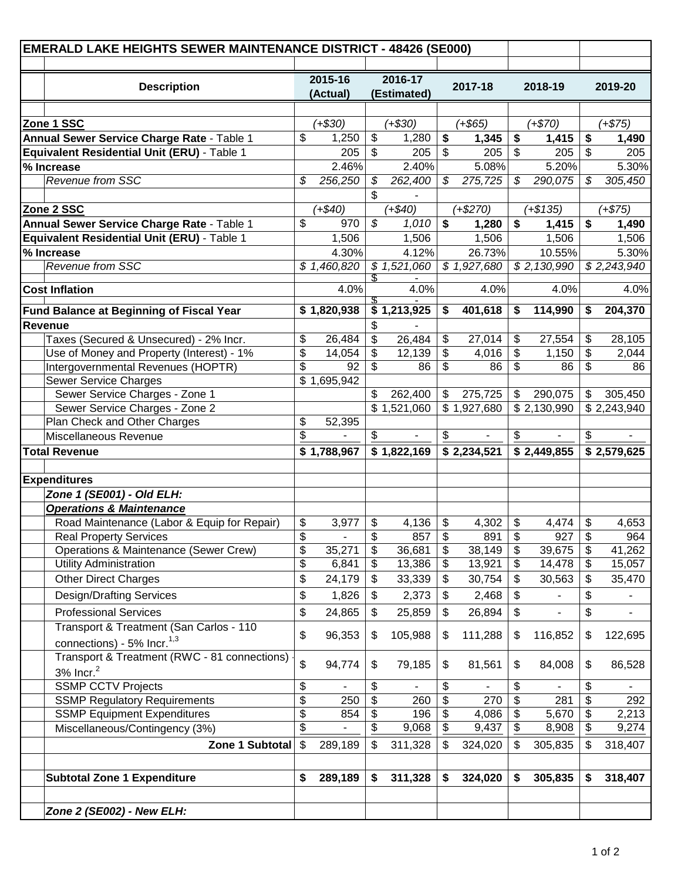| EMERALD LAKE HEIGHTS SEWER MAINTENANCE DISTRICT - 48426 (SE000) | | | | | |
|---|---|---|---|---|---|
| **Description** | **2015-16 (Actual)** | **2016-17 (Estimated)** | **2017-18** | **2018-19** | **2019-20** |
| **Zone 1 SSC** | *(+$30)* | *(+$30)* | *(+$65)* | *(+$70)* | *(+$75)* |
| **Annual Sewer Service Charge Rate** - Table 1 | $ 1,250 | $ 1,280 | **$ 1,345** | **$ 1,415** | **$ 1,490** |
| **Equivalent Residential Unit (ERU)** - Table 1 | 205 | $ 205 | $ 205 | $ 205 | $ 205 |
| **% Increase** | 2.46% | 2.40% | 5.08% | 5.20% | 5.30% |
| *Revenue from SSC* | *$ 256,250* | *$ 262,400* | *$ 275,725* | *$ 290,075* | *$ 305,450* |
| | | $ - | | | |
| **Zone 2 SSC** | *(+$40)* | *(+$40)* | *(+$270)* | *(+$135)* | *(+$75)* |
| **Annual Sewer Service Charge Rate** - Table 1 | $ 970 | *$ 1,010* | **$ 1,280** | **$ 1,415** | **$ 1,490** |
| **Equivalent Residential Unit (ERU)** - Table 1 | 1,506 | 1,506 | 1,506 | 1,506 | 1,506 |
| **% Increase** | 4.30% | 4.12% | 26.73% | 10.55% | 5.30% |
| *Revenue from SSC* | *$ 1,460,820* | *$ 1,521,060* | *$ 1,927,680* | *$ 2,130,990* | *$ 2,243,940* |
| | | $ - | | | |
| **Cost Inflation** | 4.0% | 4.0% | 4.0% | 4.0% | 4.0% |
| | | $ - | | | |
| **Fund Balance at Beginning of Fiscal Year** | **$ 1,820,938** | **$ 1,213,925** | **$ 401,618** | **$ 114,990** | **$ 204,370** |
| **Revenue** | | $ - | | | |
| Taxes (Secured & Unsecured) - 2% Incr. | $ 26,484 | $ 26,484 | $ 27,014 | $ 27,554 | $ 28,105 |
| Use of Money and Property (Interest) - 1% | $ 14,054 | $ 12,139 | $ 4,016 | $ 1,150 | $ 2,044 |
| Intergovernmental Revenues (HOPTR) | $ 92 | $ 86 | $ 86 | $ 86 | $ 86 |
| Sewer Service Charges | $ 1,695,942 | | | | |
| Sewer Service Charges - Zone 1 | | $ 262,400 | $ 275,725 | $ 290,075 | $ 305,450 |
| Sewer Service Charges - Zone 2 | | $ 1,521,060 | $ 1,927,680 | $ 2,130,990 | $ 2,243,940 |
| Plan Check and Other Charges | $ 52,395 | | | | |
| Miscellaneous Revenue | $ - | $ - | $ - | $ - | $ - |
| **Total Revenue** | **$ 1,788,967** | **$ 1,822,169** | **$ 2,234,521** | **$ 2,449,855** | **$ 2,579,625** |
| | | | | | |
| **Expenditures** | | | | | |
| ***Zone 1 (SE001) - Old ELH:*** | | | | | |
| ***Operations & Maintenance*** | | | | | |
| Road Maintenance (Labor & Equip for Repair) | $ 3,977 | $ 4,136 | $ 4,302 | $ 4,474 | $ 4,653 |
| Real Property Services | $ - | $ 857 | $ 891 | $ 927 | $ 964 |
| Operations & Maintenance (Sewer Crew) | $ 35,271 | $ 36,681 | $ 38,149 | $ 39,675 | $ 41,262 |
| Utility Administration | $ 6,841 | $ 13,386 | $ 13,921 | $ 14,478 | $ 15,057 |
| Other Direct Charges | $ 24,179 | $ 33,339 | $ 30,754 | $ 30,563 | $ 35,470 |
| Design/Drafting Services | $ 1,826 | $ 2,373 | $ 2,468 | $ - | $ - |
| Professional Services | $ 24,865 | $ 25,859 | $ 26,894 | $ - | $ - |
| Transport & Treatment (San Carlos - 110 connections) - 5% Incr.[1,3] | $ 96,353 | $ 105,988 | $ 111,288 | $ 116,852 | $ 122,695 |
| Transport & Treatment (RWC - 81 connections) - 3% Incr.[2] | $ 94,774 | $ 79,185 | $ 81,561 | $ 84,008 | $ 86,528 |
| SSMP CCTV Projects | $ - | $ - | $ - | $ - | $ - |
| SSMP Regulatory Requirements | $ 250 | $ 260 | $ 270 | $ 281 | $ 292 |
| SSMP Equipment Expenditures | $ 854 | $ 196 | $ 4,086 | $ 5,670 | $ 2,213 |
| Miscellaneous/Contingency (3%) | $ - | $ 9,068 | $ 9,437 | $ 8,908 | $ 9,274 |
| **Zone 1 Subtotal** | $ 289,189 | $ 311,328 | $ 324,020 | $ 305,835 | $ 318,407 |
| | | | | | |
| **Subtotal Zone 1 Expenditure** | **$ 289,189** | **$ 311,328** | **$ 324,020** | **$ 305,835** | **$ 318,407** |
| | | | | | |
| ***Zone 2 (SE002) - New ELH:*** | | | | | |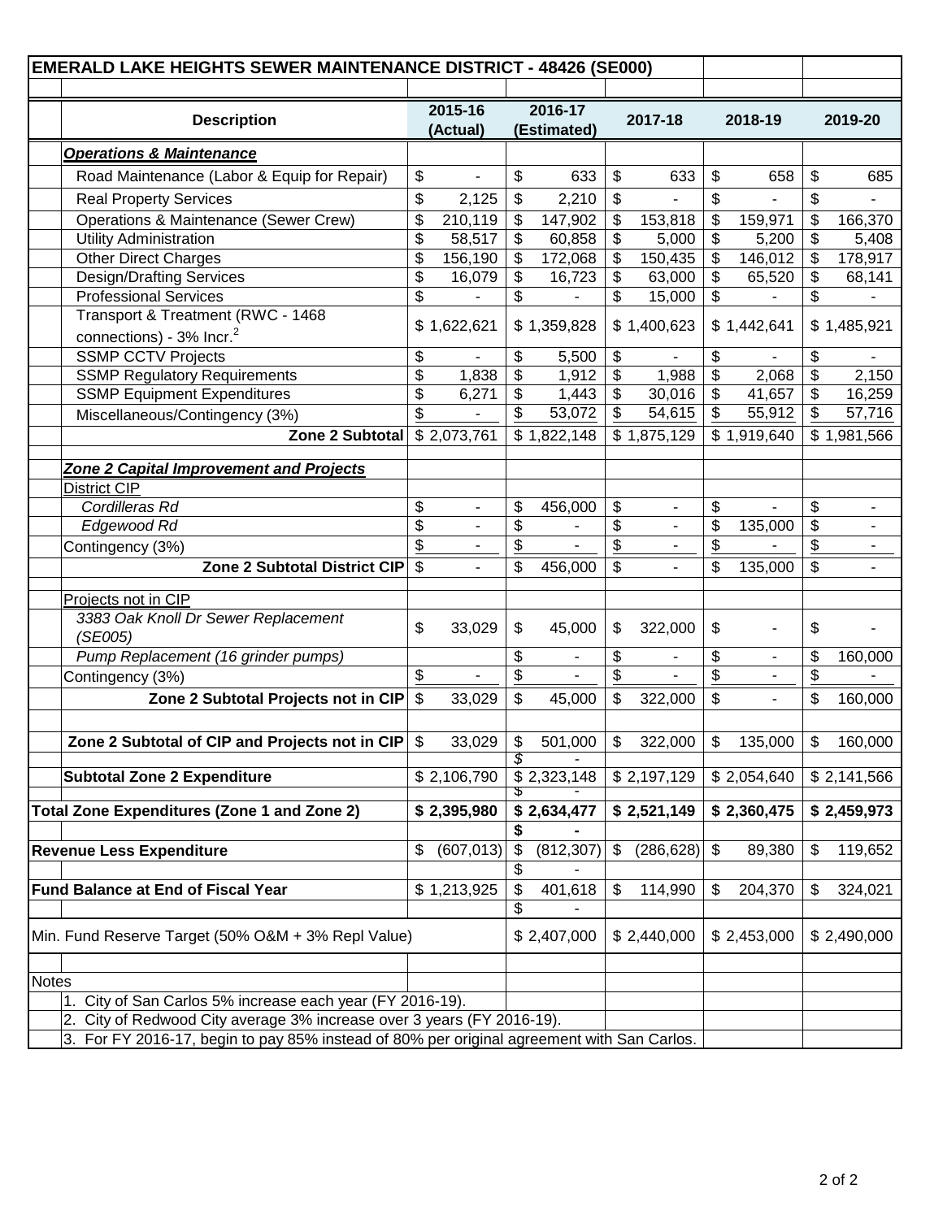| EMERALD LAKE HEIGHTS SEWER MAINTENANCE DISTRICT - 48426 (SE000) | | | | | |
|---|---|---|---|---|---|
| **Description** | **2015-16 (Actual)** | **2016-17 (Estimated)** | **2017-18** | **2018-19** | **2019-20** |
| ***Operations & Maintenance*** | | | | | |
| Road Maintenance (Labor & Equip for Repair) | $ - | $ 633 | $ 633 | $ 658 | $ 685 |
| Real Property Services | $ 2,125 | $ 2,210 | $ - | $ - | $ - |
| Operations & Maintenance (Sewer Crew) | $ 210,119 | $ 147,902 | $ 153,818 | $ 159,971 | $ 166,370 |
| Utility Administration | $ 58,517 | $ 60,858 | $ 5,000 | $ 5,200 | $ 5,408 |
| Other Direct Charges | $ 156,190 | $ 172,068 | $ 150,435 | $ 146,012 | $ 178,917 |
| Design/Drafting Services | $ 16,079 | $ 16,723 | $ 63,000 | $ 65,520 | $ 68,141 |
| Professional Services | $ - | $ - | $ 15,000 | $ - | $ - |
| Transport & Treatment (RWC - 1468 connections) - 3% Incr.[2] | $ 1,622,621 | $ 1,359,828 | $ 1,400,623 | $ 1,442,641 | $ 1,485,921 |
| SSMP CCTV Projects | $ - | $ 5,500 | $ - | $ - | $ - |
| SSMP Regulatory Requirements | $ 1,838 | $ 1,912 | $ 1,988 | $ 2,068 | $ 2,150 |
| SSMP Equipment Expenditures | $ 6,271 | $ 1,443 | $ 30,016 | $ 41,657 | $ 16,259 |
| Miscellaneous/Contingency (3%) | $ - | $ 53,072 | $ 54,615 | $ 55,912 | $ 57,716 |
| **Zone 2 Subtotal** | $ 2,073,761 | $ 1,822,148 | $ 1,875,129 | $ 1,919,640 | $ 1,981,566 |
| ***Zone 2 Capital Improvement and Projects*** | | | | | |
| District CIP | | | | | |
| *Cordilleras Rd* | $ - | $ 456,000 | $ - | $ - | $ - |
| *Edgewood Rd* | $ - | $ - | $ - | $ 135,000 | $ - |
| Contingency (3%) | $ - | $ - | $ - | $ - | $ - |
| **Zone 2 Subtotal District CIP** | $ - | $ 456,000 | $ - | $ 135,000 | $ - |
| Projects not in CIP | | | | | |
| *3383 Oak Knoll Dr Sewer Replacement (SE005)* | $ 33,029 | $ 45,000 | $ 322,000 | $ - | $ - |
| *Pump Replacement (16 grinder pumps)* | | $ - | $ - | $ - | $ 160,000 |
| Contingency (3%) | $ - | $ - | $ - | $ - | $ - |
| **Zone 2 Subtotal Projects not in CIP** | $ 33,029 | $ 45,000 | $ 322,000 | $ - | $ 160,000 |
| **Zone 2 Subtotal of CIP and Projects not in CIP** | $ 33,029 | $ 501,000 | $ 322,000 | $ 135,000 | $ 160,000 |
| | | $ - | | | |
| **Subtotal Zone 2 Expenditure** | $ 2,106,790 | $ 2,323,148 | $ 2,197,129 | $ 2,054,640 | $ 2,141,566 |
| | | $ - | | | |
| **Total Zone Expenditures (Zone 1 and Zone 2)** | **$ 2,395,980** | **$ 2,634,477** | **$ 2,521,149** | **$ 2,360,475** | **$ 2,459,973** |
| | | **$ -** | | | |
| **Revenue Less Expenditure** | $ (607,013) | $ (812,307) | $ (286,628) | $ 89,380 | $ 119,652 |
| | | $ - | | | |
| **Fund Balance at End of Fiscal Year** | $ 1,213,925 | $ 401,618 | $ 114,990 | $ 204,370 | $ 324,021 |
| | | $ - | | | |
| Min. Fund Reserve Target (50% O&M + 3% Repl Value) | | $ 2,407,000 | $ 2,440,000 | $ 2,453,000 | $ 2,490,000 |

Notes

1. City of San Carlos 5% increase each year (FY 2016-19).
2. City of Redwood City average 3% increase over 3 years (FY 2016-19).
3. For FY 2016-17, begin to pay 85% instead of 80% per original agreement with San Carlos.